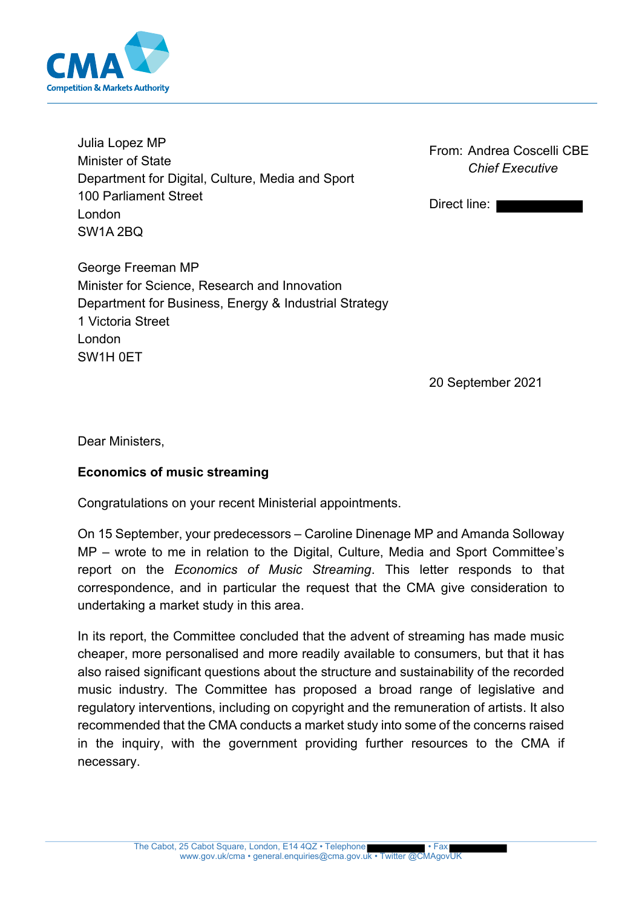Julia Lopez MP
Minister of State
Department for Digital, Culture, Media and Sport
100 Parliament Street
London
SW1A 2BQ

From: Andrea Coscelli CBE
*Chief Executive*

Direct line:

George Freeman MP
Minister for Science, Research and Innovation
Department for Business, Energy & Industrial Strategy
1 Victoria Street
London
SW1H 0ET

20 September 2021

Dear Ministers,

**Economics of music streaming**

Congratulations on your recent Ministerial appointments.

On 15 September, your predecessors – Caroline Dinenage MP and Amanda Solloway MP – wrote to me in relation to the Digital, Culture, Media and Sport Committee's report on the *Economics of Music Streaming*. This letter responds to that correspondence, and in particular the request that the CMA give consideration to undertaking a market study in this area.

In its report, the Committee concluded that the advent of streaming has made music cheaper, more personalised and more readily available to consumers, but that it has also raised significant questions about the structure and sustainability of the recorded music industry. The Committee has proposed a broad range of legislative and regulatory interventions, including on copyright and the remuneration of artists. It also recommended that the CMA conducts a market study into some of the concerns raised in the inquiry, with the government providing further resources to the CMA if necessary.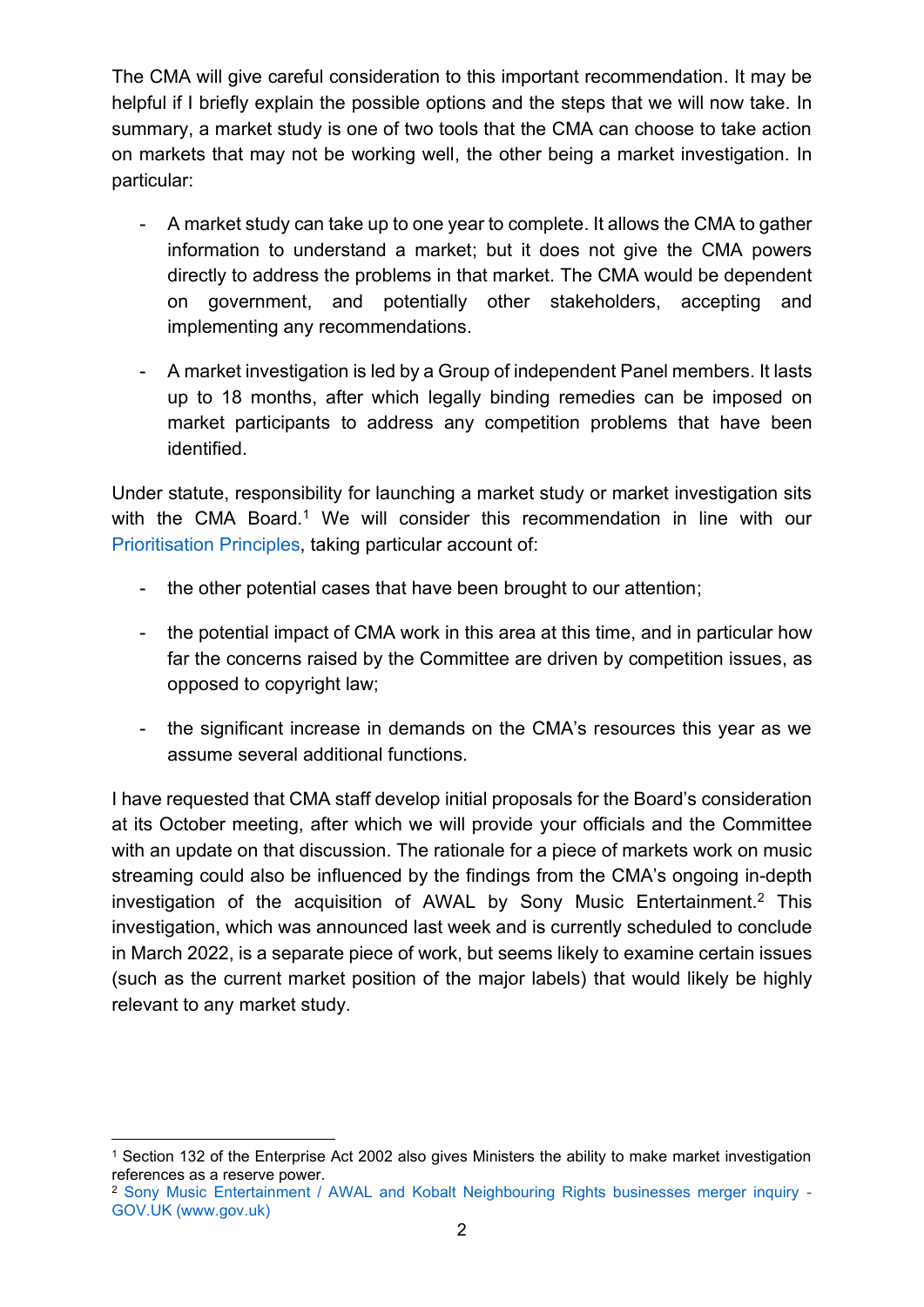The CMA will give careful consideration to this important recommendation. It may be helpful if I briefly explain the possible options and the steps that we will now take. In summary, a market study is one of two tools that the CMA can choose to take action on markets that may not be working well, the other being a market investigation. In particular:

- A market study can take up to one year to complete. It allows the CMA to gather information to understand a market; but it does not give the CMA powers directly to address the problems in that market. The CMA would be dependent on government, and potentially other stakeholders, accepting and implementing any recommendations.

- A market investigation is led by a Group of independent Panel members. It lasts up to 18 months, after which legally binding remedies can be imposed on market participants to address any competition problems that have been identified.

Under statute, responsibility for launching a market study or market investigation sits with the CMA Board.[1] We will consider this recommendation in line with our Prioritisation Principles, taking particular account of:

- the other potential cases that have been brought to our attention;

- the potential impact of CMA work in this area at this time, and in particular how far the concerns raised by the Committee are driven by competition issues, as opposed to copyright law;

- the significant increase in demands on the CMA's resources this year as we assume several additional functions.

I have requested that CMA staff develop initial proposals for the Board's consideration at its October meeting, after which we will provide your officials and the Committee with an update on that discussion. The rationale for a piece of markets work on music streaming could also be influenced by the findings from the CMA's ongoing in-depth investigation of the acquisition of AWAL by Sony Music Entertainment.[2] This investigation, which was announced last week and is currently scheduled to conclude in March 2022, is a separate piece of work, but seems likely to examine certain issues (such as the current market position of the major labels) that would likely be highly relevant to any market study.

---

[1] Section 132 of the Enterprise Act 2002 also gives Ministers the ability to make market investigation references as a reserve power.

[2] Sony Music Entertainment / AWAL and Kobalt Neighbouring Rights businesses merger inquiry - GOV.UK (www.gov.uk)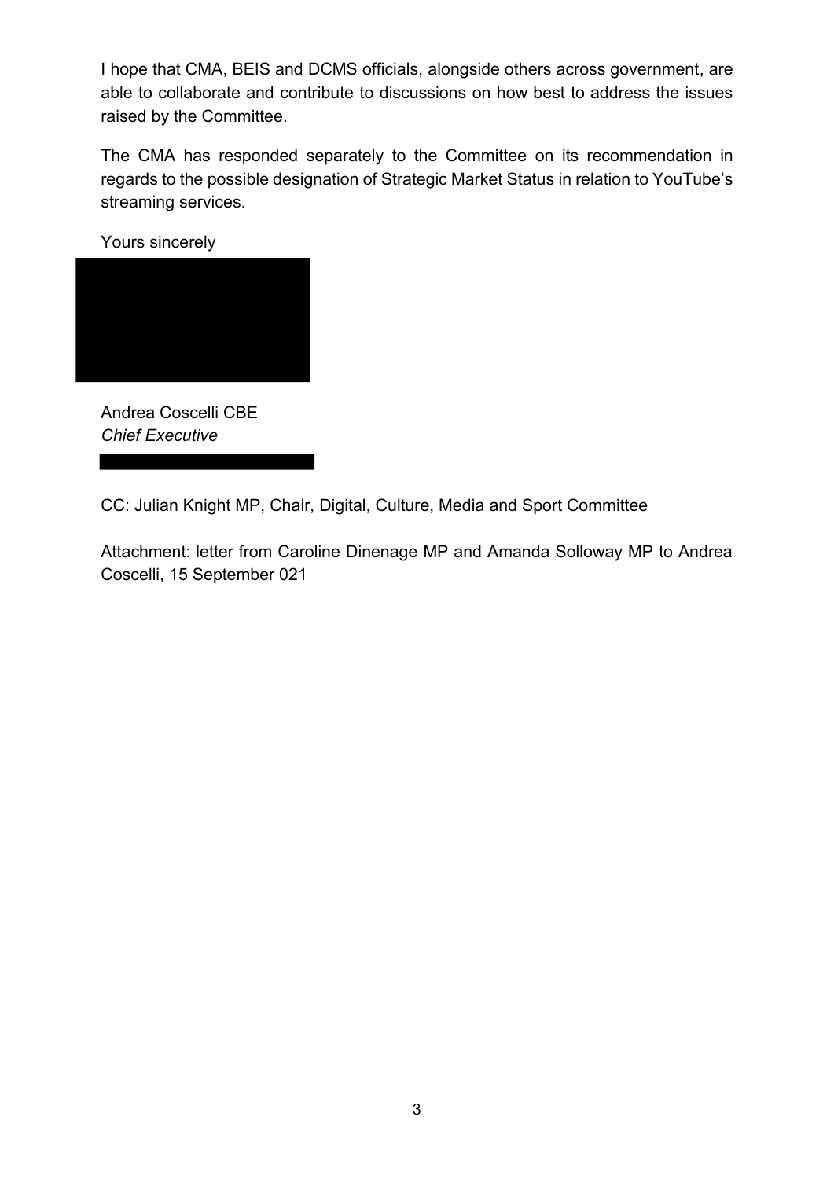I hope that CMA, BEIS and DCMS officials, alongside others across government, are able to collaborate and contribute to discussions on how best to address the issues raised by the Committee.

The CMA has responded separately to the Committee on its recommendation in regards to the possible designation of Strategic Market Status in relation to YouTube's streaming services.

Yours sincerely

Andrea Coscelli CBE
*Chief Executive*

CC: Julian Knight MP, Chair, Digital, Culture, Media and Sport Committee

Attachment: letter from Caroline Dinenage MP and Amanda Solloway MP to Andrea Coscelli, 15 September 021